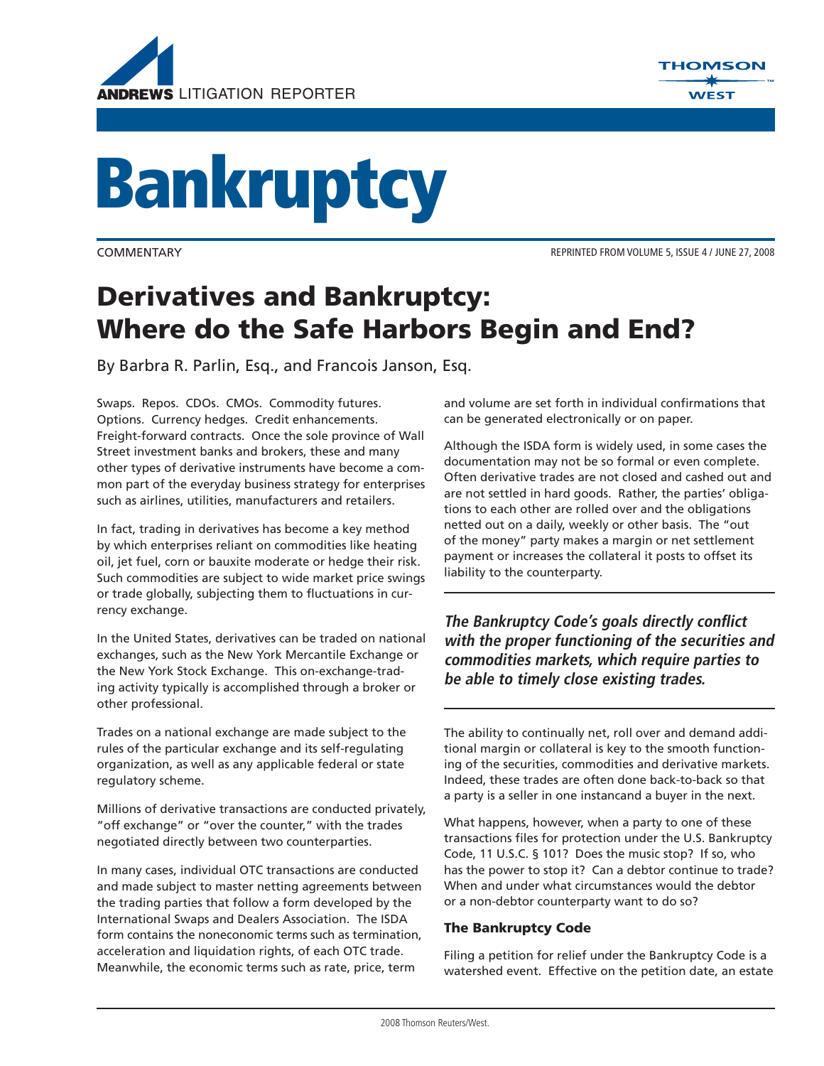# Bankruptcy

COMMENTARY

REPRINTED FROM VOLUME 5, ISSUE 4 / JUNE 27, 2008

## Derivatives and Bankruptcy: Where do the Safe Harbors Begin and End?

By Barbra R. Parlin, Esq., and Francois Janson, Esq.

Swaps. Repos. CDOs. CMOs. Commodity futures. Options. Currency hedges. Credit enhancements. Freight-forward contracts. Once the sole province of Wall Street investment banks and brokers, these and many other types of derivative instruments have become a common part of the everyday business strategy for enterprises such as airlines, utilities, manufacturers and retailers.

In fact, trading in derivatives has become a key method by which enterprises reliant on commodities like heating oil, jet fuel, corn or bauxite moderate or hedge their risk. Such commodities are subject to wide market price swings or trade globally, subjecting them to fluctuations in currency exchange.

In the United States, derivatives can be traded on national exchanges, such as the New York Mercantile Exchange or the New York Stock Exchange. This on-exchange-trading activity typically is accomplished through a broker or other professional.

Trades on a national exchange are made subject to the rules of the particular exchange and its self-regulating organization, as well as any applicable federal or state regulatory scheme.

Millions of derivative transactions are conducted privately, "off exchange" or "over the counter," with the trades negotiated directly between two counterparties.

In many cases, individual OTC transactions are conducted and made subject to master netting agreements between the trading parties that follow a form developed by the International Swaps and Dealers Association. The ISDA form contains the noneconomic terms such as termination, acceleration and liquidation rights, of each OTC trade. Meanwhile, the economic terms such as rate, price, term and volume are set forth in individual confirmations that can be generated electronically or on paper.

Although the ISDA form is widely used, in some cases the documentation may not be so formal or even complete. Often derivative trades are not closed and cashed out and are not settled in hard goods. Rather, the parties' obligations to each other are rolled over and the obligations netted out on a daily, weekly or other basis. The "out of the money" party makes a margin or net settlement payment or increases the collateral it posts to offset its liability to the counterparty.

***The Bankruptcy Code's goals directly conflict with the proper functioning of the securities and commodities markets, which require parties to be able to timely close existing trades.***

The ability to continually net, roll over and demand additional margin or collateral is key to the smooth functioning of the securities, commodities and derivative markets. Indeed, these trades are often done back-to-back so that a party is a seller in one instancand a buyer in the next.

What happens, however, when a party to one of these transactions files for protection under the U.S. Bankruptcy Code, 11 U.S.C. § 101? Does the music stop? If so, who has the power to stop it? Can a debtor continue to trade? When and under what circumstances would the debtor or a non-debtor counterparty want to do so?

### The Bankruptcy Code

Filing a petition for relief under the Bankruptcy Code is a watershed event. Effective on the petition date, an estate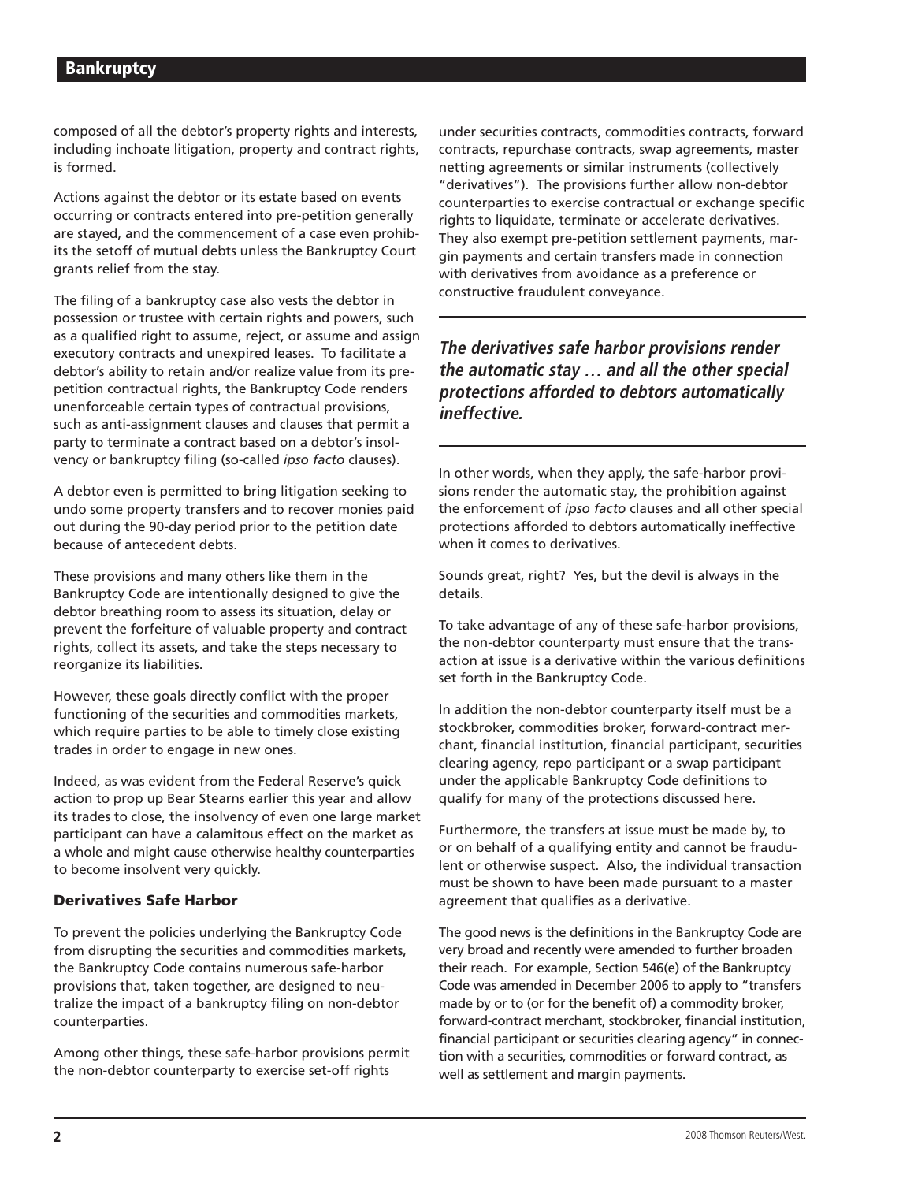composed of all the debtor's property rights and interests, including inchoate litigation, property and contract rights, is formed.

Actions against the debtor or its estate based on events occurring or contracts entered into pre-petition generally are stayed, and the commencement of a case even prohibits the setoff of mutual debts unless the Bankruptcy Court grants relief from the stay.

The filing of a bankruptcy case also vests the debtor in possession or trustee with certain rights and powers, such as a qualified right to assume, reject, or assume and assign executory contracts and unexpired leases. To facilitate a debtor's ability to retain and/or realize value from its pre-petition contractual rights, the Bankruptcy Code renders unenforceable certain types of contractual provisions, such as anti-assignment clauses and clauses that permit a party to terminate a contract based on a debtor's insolvency or bankruptcy filing (so-called *ipso facto* clauses).

A debtor even is permitted to bring litigation seeking to undo some property transfers and to recover monies paid out during the 90-day period prior to the petition date because of antecedent debts.

These provisions and many others like them in the Bankruptcy Code are intentionally designed to give the debtor breathing room to assess its situation, delay or prevent the forfeiture of valuable property and contract rights, collect its assets, and take the steps necessary to reorganize its liabilities.

However, these goals directly conflict with the proper functioning of the securities and commodities markets, which require parties to be able to timely close existing trades in order to engage in new ones.

Indeed, as was evident from the Federal Reserve's quick action to prop up Bear Stearns earlier this year and allow its trades to close, the insolvency of even one large market participant can have a calamitous effect on the market as a whole and might cause otherwise healthy counterparties to become insolvent very quickly.

### Derivatives Safe Harbor

To prevent the policies underlying the Bankruptcy Code from disrupting the securities and commodities markets, the Bankruptcy Code contains numerous safe-harbor provisions that, taken together, are designed to neutralize the impact of a bankruptcy filing on non-debtor counterparties.

Among other things, these safe-harbor provisions permit the non-debtor counterparty to exercise set-off rights under securities contracts, commodities contracts, forward contracts, repurchase contracts, swap agreements, master netting agreements or similar instruments (collectively "derivatives"). The provisions further allow non-debtor counterparties to exercise contractual or exchange specific rights to liquidate, terminate or accelerate derivatives. They also exempt pre-petition settlement payments, margin payments and certain transfers made in connection with derivatives from avoidance as a preference or constructive fraudulent conveyance.

> ***The derivatives safe harbor provisions render the automatic stay … and all the other special protections afforded to debtors automatically ineffective.***

In other words, when they apply, the safe-harbor provisions render the automatic stay, the prohibition against the enforcement of *ipso facto* clauses and all other special protections afforded to debtors automatically ineffective when it comes to derivatives.

Sounds great, right? Yes, but the devil is always in the details.

To take advantage of any of these safe-harbor provisions, the non-debtor counterparty must ensure that the transaction at issue is a derivative within the various definitions set forth in the Bankruptcy Code.

In addition the non-debtor counterparty itself must be a stockbroker, commodities broker, forward-contract merchant, financial institution, financial participant, securities clearing agency, repo participant or a swap participant under the applicable Bankruptcy Code definitions to qualify for many of the protections discussed here.

Furthermore, the transfers at issue must be made by, to or on behalf of a qualifying entity and cannot be fraudulent or otherwise suspect. Also, the individual transaction must be shown to have been made pursuant to a master agreement that qualifies as a derivative.

The good news is the definitions in the Bankruptcy Code are very broad and recently were amended to further broaden their reach. For example, Section 546(e) of the Bankruptcy Code was amended in December 2006 to apply to "transfers made by or to (or for the benefit of) a commodity broker, forward-contract merchant, stockbroker, financial institution, financial participant or securities clearing agency" in connection with a securities, commodities or forward contract, as well as settlement and margin payments.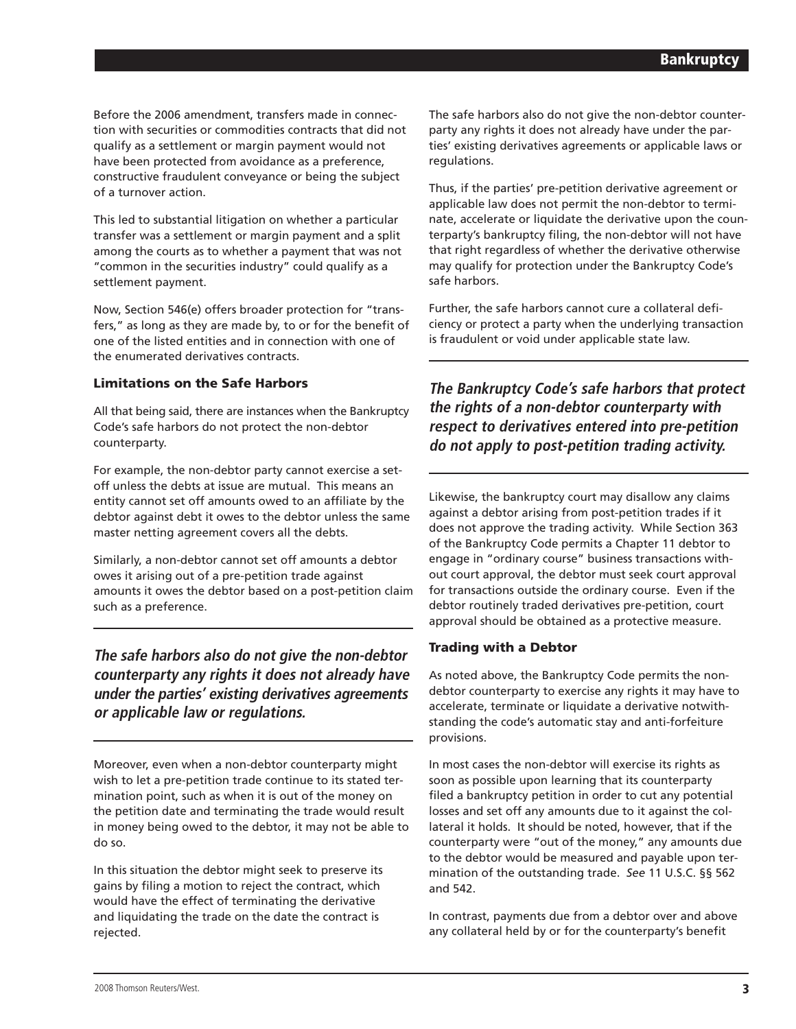Before the 2006 amendment, transfers made in connection with securities or commodities contracts that did not qualify as a settlement or margin payment would not have been protected from avoidance as a preference, constructive fraudulent conveyance or being the subject of a turnover action.

This led to substantial litigation on whether a particular transfer was a settlement or margin payment and a split among the courts as to whether a payment that was not "common in the securities industry" could qualify as a settlement payment.

Now, Section 546(e) offers broader protection for "transfers," as long as they are made by, to or for the benefit of one of the listed entities and in connection with one of the enumerated derivatives contracts.

### Limitations on the Safe Harbors

All that being said, there are instances when the Bankruptcy Code's safe harbors do not protect the non-debtor counterparty.

For example, the non-debtor party cannot exercise a set-off unless the debts at issue are mutual. This means an entity cannot set off amounts owed to an affiliate by the debtor against debt it owes to the debtor unless the same master netting agreement covers all the debts.

Similarly, a non-debtor cannot set off amounts a debtor owes it arising out of a pre-petition trade against amounts it owes the debtor based on a post-petition claim such as a preference.

***The safe harbors also do not give the non-debtor counterparty any rights it does not already have under the parties' existing derivatives agreements or applicable law or regulations.***

Moreover, even when a non-debtor counterparty might wish to let a pre-petition trade continue to its stated termination point, such as when it is out of the money on the petition date and terminating the trade would result in money being owed to the debtor, it may not be able to do so.

In this situation the debtor might seek to preserve its gains by filing a motion to reject the contract, which would have the effect of terminating the derivative and liquidating the trade on the date the contract is rejected.

The safe harbors also do not give the non-debtor counterparty any rights it does not already have under the parties' existing derivatives agreements or applicable laws or regulations.

Thus, if the parties' pre-petition derivative agreement or applicable law does not permit the non-debtor to terminate, accelerate or liquidate the derivative upon the counterparty's bankruptcy filing, the non-debtor will not have that right regardless of whether the derivative otherwise may qualify for protection under the Bankruptcy Code's safe harbors.

Further, the safe harbors cannot cure a collateral deficiency or protect a party when the underlying transaction is fraudulent or void under applicable state law.

***The Bankruptcy Code's safe harbors that protect the rights of a non-debtor counterparty with respect to derivatives entered into pre-petition do not apply to post-petition trading activity.***

Likewise, the bankruptcy court may disallow any claims against a debtor arising from post-petition trades if it does not approve the trading activity. While Section 363 of the Bankruptcy Code permits a Chapter 11 debtor to engage in "ordinary course" business transactions without court approval, the debtor must seek court approval for transactions outside the ordinary course. Even if the debtor routinely traded derivatives pre-petition, court approval should be obtained as a protective measure.

### Trading with a Debtor

As noted above, the Bankruptcy Code permits the non-debtor counterparty to exercise any rights it may have to accelerate, terminate or liquidate a derivative notwithstanding the code's automatic stay and anti-forfeiture provisions.

In most cases the non-debtor will exercise its rights as soon as possible upon learning that its counterparty filed a bankruptcy petition in order to cut any potential losses and set off any amounts due to it against the collateral it holds. It should be noted, however, that if the counterparty were "out of the money," any amounts due to the debtor would be measured and payable upon termination of the outstanding trade. *See* 11 U.S.C. §§ 562 and 542.

In contrast, payments due from a debtor over and above any collateral held by or for the counterparty's benefit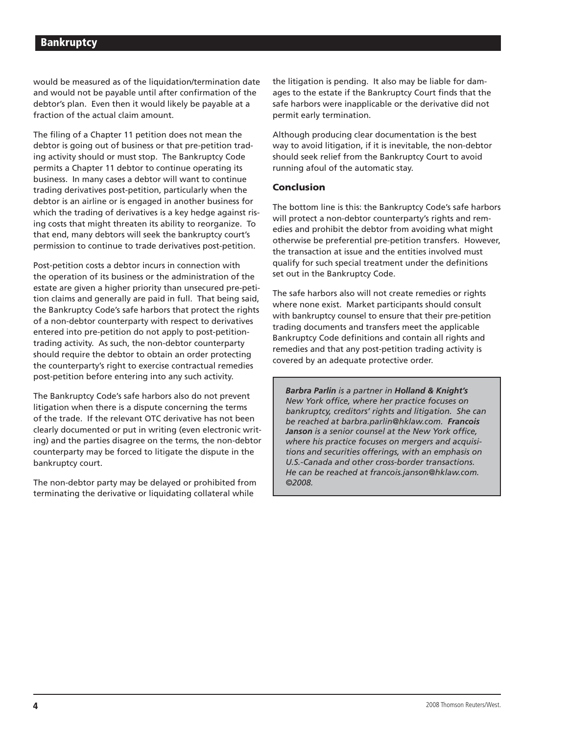would be measured as of the liquidation/termination date and would not be payable until after confirmation of the debtor's plan. Even then it would likely be payable at a fraction of the actual claim amount.

The filing of a Chapter 11 petition does not mean the debtor is going out of business or that pre-petition trading activity should or must stop. The Bankruptcy Code permits a Chapter 11 debtor to continue operating its business. In many cases a debtor will want to continue trading derivatives post-petition, particularly when the debtor is an airline or is engaged in another business for which the trading of derivatives is a key hedge against rising costs that might threaten its ability to reorganize. To that end, many debtors will seek the bankruptcy court's permission to continue to trade derivatives post-petition.

Post-petition costs a debtor incurs in connection with the operation of its business or the administration of the estate are given a higher priority than unsecured pre-petition claims and generally are paid in full. That being said, the Bankruptcy Code's safe harbors that protect the rights of a non-debtor counterparty with respect to derivatives entered into pre-petition do not apply to post-petition-trading activity. As such, the non-debtor counterparty should require the debtor to obtain an order protecting the counterparty's right to exercise contractual remedies post-petition before entering into any such activity.

The Bankruptcy Code's safe harbors also do not prevent litigation when there is a dispute concerning the terms of the trade. If the relevant OTC derivative has not been clearly documented or put in writing (even electronic writing) and the parties disagree on the terms, the non-debtor counterparty may be forced to litigate the dispute in the bankruptcy court.

The non-debtor party may be delayed or prohibited from terminating the derivative or liquidating collateral while the litigation is pending. It also may be liable for damages to the estate if the Bankruptcy Court finds that the safe harbors were inapplicable or the derivative did not permit early termination.

Although producing clear documentation is the best way to avoid litigation, if it is inevitable, the non-debtor should seek relief from the Bankruptcy Court to avoid running afoul of the automatic stay.

## Conclusion

The bottom line is this: the Bankruptcy Code's safe harbors will protect a non-debtor counterparty's rights and remedies and prohibit the debtor from avoiding what might otherwise be preferential pre-petition transfers. However, the transaction at issue and the entities involved must qualify for such special treatment under the definitions set out in the Bankruptcy Code.

The safe harbors also will not create remedies or rights where none exist. Market participants should consult with bankruptcy counsel to ensure that their pre-petition trading documents and transfers meet the applicable Bankruptcy Code definitions and contain all rights and remedies and that any post-petition trading activity is covered by an adequate protective order.

***Barbra Parlin*** *is a partner in* ***Holland & Knight's*** *New York office, where her practice focuses on bankruptcy, creditors' rights and litigation. She can be reached at barbra.parlin@hklaw.com.* ***Francois Janson*** *is a senior counsel at the New York office, where his practice focuses on mergers and acquisitions and securities offerings, with an emphasis on U.S.-Canada and other cross-border transactions. He can be reached at francois.janson@hklaw.com. ©2008.*